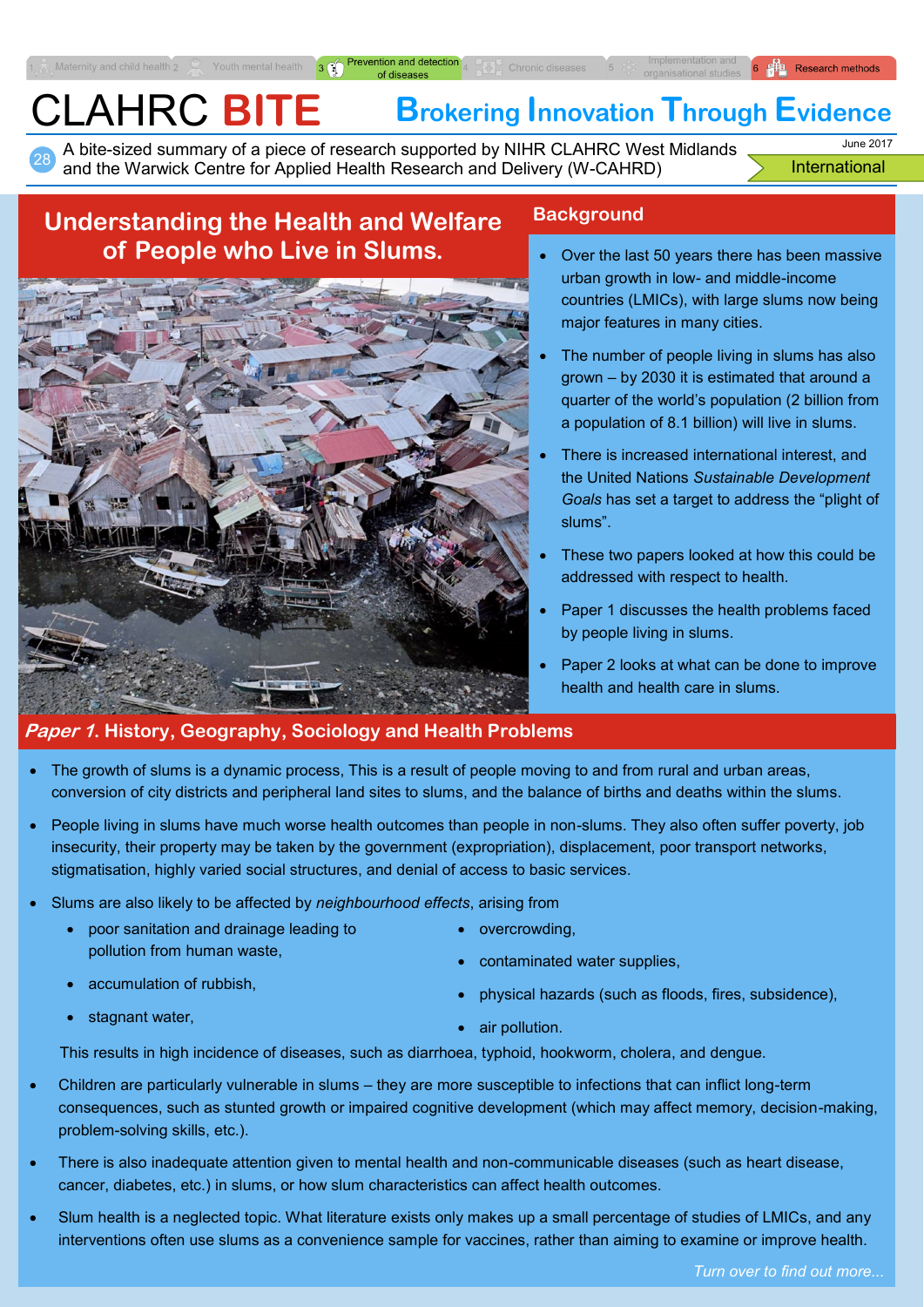# CLAHRC BITE

**Brokering Innovation Through Evidence**

28 A bite-sized summary of a piece of research supported by NIHR CLAHRC West Midlands and the Warwick Centre for Applied Health Research and Delivery (W-CAHRD)

June 2017

International

## Understanding the Health and Welfare of People who Live in Slums.

### Background

- Over the last 50 years there has been massive urban growth in low- and middle-income countries (LMICs), with large slums now being major features in many cities.
- The number of people living in slums has also grown – by 2030 it is estimated that around a quarter of the world's population (2 billion from a population of 8.1 billion) will live in slums.
- There is increased international interest, and the United Nations *Sustainable Development Goals* has set a target to address the "plight of slums".
- These two papers looked at how this could be addressed with respect to health.
- Paper 1 discusses the health problems faced by people living in slums.
- Paper 2 looks at what can be done to improve health and health care in slums.

### *Paper 1*. History, Geography, Sociology and Health Problems

- The growth of slums is a dynamic process, This is a result of people moving to and from rural and urban areas, conversion of city districts and peripheral land sites to slums, and the balance of births and deaths within the slums.
- People living in slums have much worse health outcomes than people in non-slums. They also often suffer poverty, job insecurity, their property may be taken by the government (expropriation), displacement, poor transport networks, stigmatisation, highly varied social structures, and denial of access to basic services.
- Slums are also likely to be affected by *neighbourhood effects*, arising from
  - poor sanitation and drainage leading to pollution from human waste,
  - accumulation of rubbish,
  - stagnant water,
  - overcrowding,
  - contaminated water supplies,
  - physical hazards (such as floods, fires, subsidence),
  - air pollution.

  This results in high incidence of diseases, such as diarrhoea, typhoid, hookworm, cholera, and dengue.
- Children are particularly vulnerable in slums – they are more susceptible to infections that can inflict long-term consequences, such as stunted growth or impaired cognitive development (which may affect memory, decision-making, problem-solving skills, etc.).
- There is also inadequate attention given to mental health and non-communicable diseases (such as heart disease, cancer, diabetes, etc.) in slums, or how slum characteristics can affect health outcomes.
- Slum health is a neglected topic. What literature exists only makes up a small percentage of studies of LMICs, and any interventions often use slums as a convenience sample for vaccines, rather than aiming to examine or improve health.

*Turn over to find out more...*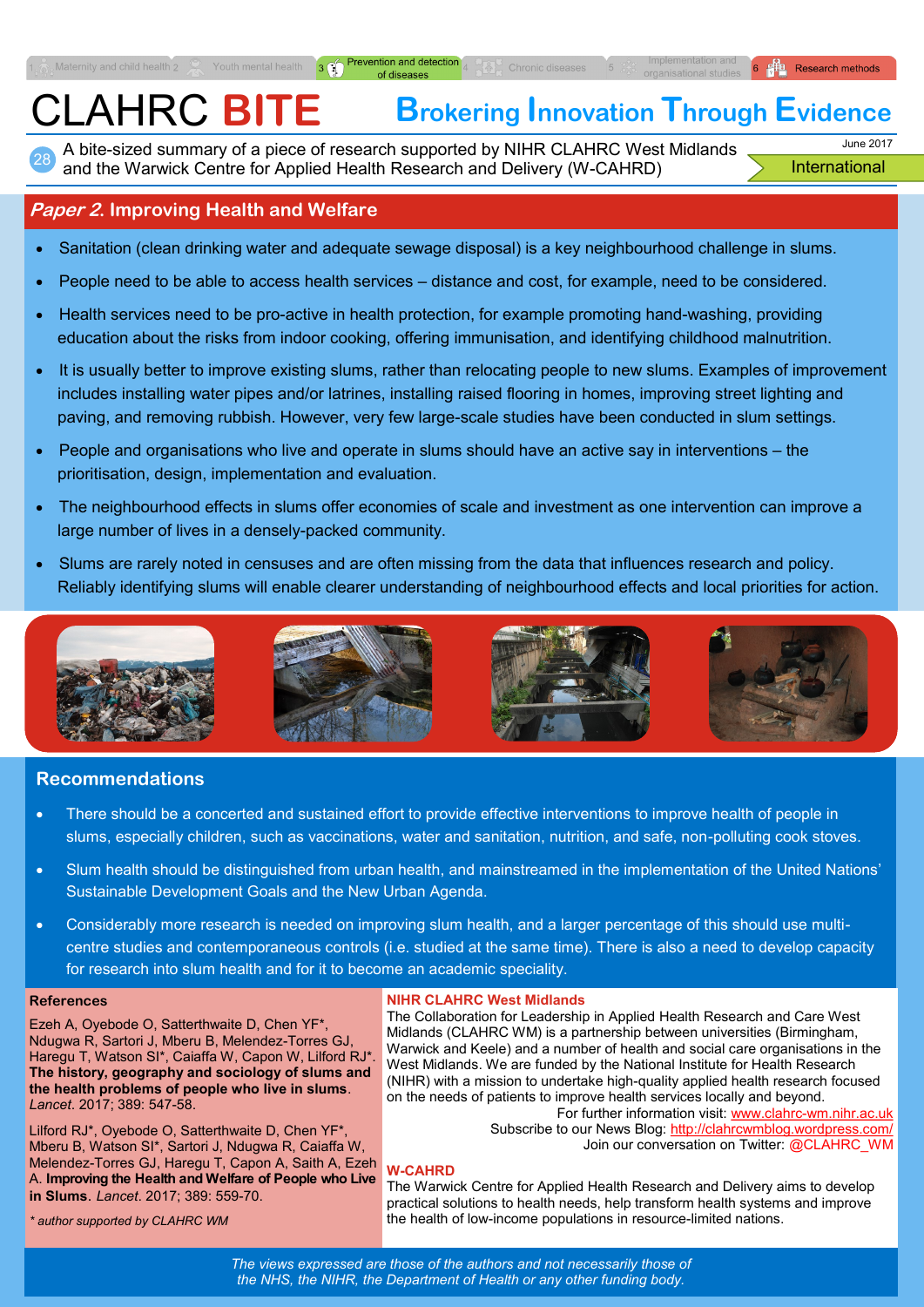1 Maternity and child health 2 Youth mental health 3 Prevention and detection of diseases 4 Chronic diseases 5 Implementation and organisational studies 6 Research methods

# CLAHRC BITE

**Brokering Innovation Through Evidence**

28 A bite-sized summary of a piece of research supported by NIHR CLAHRC West Midlands and the Warwick Centre for Applied Health Research and Delivery (W-CAHRD)

June 2017

International

## *Paper 2.* Improving Health and Welfare

- Sanitation (clean drinking water and adequate sewage disposal) is a key neighbourhood challenge in slums.
- People need to be able to access health services – distance and cost, for example, need to be considered.
- Health services need to be pro-active in health protection, for example promoting hand-washing, providing education about the risks from indoor cooking, offering immunisation, and identifying childhood malnutrition.
- It is usually better to improve existing slums, rather than relocating people to new slums. Examples of improvement includes installing water pipes and/or latrines, installing raised flooring in homes, improving street lighting and paving, and removing rubbish. However, very few large-scale studies have been conducted in slum settings.
- People and organisations who live and operate in slums should have an active say in interventions – the prioritisation, design, implementation and evaluation.
- The neighbourhood effects in slums offer economies of scale and investment as one intervention can improve a large number of lives in a densely-packed community.
- Slums are rarely noted in censuses and are often missing from the data that influences research and policy. Reliably identifying slums will enable clearer understanding of neighbourhood effects and local priorities for action.

## Recommendations

- There should be a concerted and sustained effort to provide effective interventions to improve health of people in slums, especially children, such as vaccinations, water and sanitation, nutrition, and safe, non-polluting cook stoves.
- Slum health should be distinguished from urban health, and mainstreamed in the implementation of the United Nations' Sustainable Development Goals and the New Urban Agenda.
- Considerably more research is needed on improving slum health, and a larger percentage of this should use multi-centre studies and contemporaneous controls (i.e. studied at the same time). There is also a need to develop capacity for research into slum health and for it to become an academic speciality.

### References

Ezeh A, Oyebode O, Satterthwaite D, Chen YF*, Ndugwa R, Sartori J, Mberu B, Melendez-Torres GJ, Haregu T, Watson SI*, Caiaffa W, Capon W, Lilford RJ*. **The history, geography and sociology of slums and the health problems of people who live in slums**. *Lancet*. 2017; 389: 547-58.

Lilford RJ*, Oyebode O, Satterthwaite D, Chen YF*, Mberu B, Watson SI*, Sartori J, Ndugwa R, Caiaffa W, Melendez-Torres GJ, Haregu T, Capon A, Saith A, Ezeh A. **Improving the Health and Welfare of People who Live in Slums**. *Lancet*. 2017; 389: 559-70.

*\* author supported by CLAHRC WM*

### NIHR CLAHRC West Midlands

The Collaboration for Leadership in Applied Health Research and Care West Midlands (CLAHRC WM) is a partnership between universities (Birmingham, Warwick and Keele) and a number of health and social care organisations in the West Midlands. We are funded by the National Institute for Health Research (NIHR) with a mission to undertake high-quality applied health research focused on the needs of patients to improve health services locally and beyond.

For further information visit: www.clahrc-wm.nihr.ac.uk
Subscribe to our News Blog: http://clahrcwmblog.wordpress.com/
Join our conversation on Twitter: @CLAHRC_WM

### W-CAHRD

The Warwick Centre for Applied Health Research and Delivery aims to develop practical solutions to health needs, help transform health systems and improve the health of low-income populations in resource-limited nations.

*The views expressed are those of the authors and not necessarily those of the NHS, the NIHR, the Department of Health or any other funding body.*